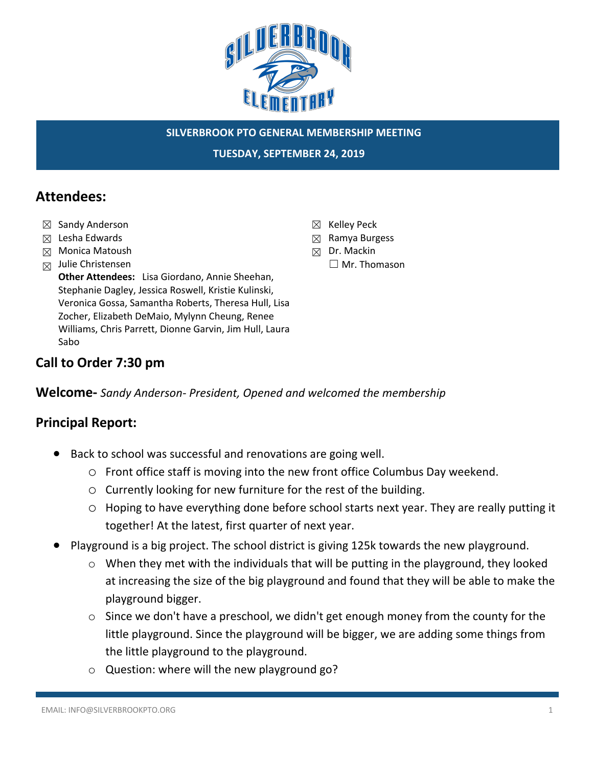**SILVERBROOK PTO GENERAL MEMBERSHIP MEETING**

**TUESDAY, SEPTEMBER 24, 2019**

## Attendees:

- ☒ Sandy Anderson
- ☒ Lesha Edwards
- ☒ Monica Matoush
- ☒ Julie Christensen
- ☒ Kelley Peck
- ☒ Ramya Burgess
- ☒ Dr. Mackin
- ☐ Mr. Thomason

**Other Attendees:** Lisa Giordano, Annie Sheehan, Stephanie Dagley, Jessica Roswell, Kristie Kulinski, Veronica Gossa, Samantha Roberts, Theresa Hull, Lisa Zocher, Elizabeth DeMaio, Mylynn Cheung, Renee Williams, Chris Parrett, Dionne Garvin, Jim Hull, Laura Sabo

## Call to Order 7:30 pm

**Welcome-** *Sandy Anderson- President, Opened and welcomed the membership*

## Principal Report:

- Back to school was successful and renovations are going well.
  - Front office staff is moving into the new front office Columbus Day weekend.
  - Currently looking for new furniture for the rest of the building.
  - Hoping to have everything done before school starts next year. They are really putting it together! At the latest, first quarter of next year.
- Playground is a big project. The school district is giving 125k towards the new playground.
  - When they met with the individuals that will be putting in the playground, they looked at increasing the size of the big playground and found that they will be able to make the playground bigger.
  - Since we don't have a preschool, we didn't get enough money from the county for the little playground. Since the playground will be bigger, we are adding some things from the little playground to the playground.
  - Question: where will the new playground go?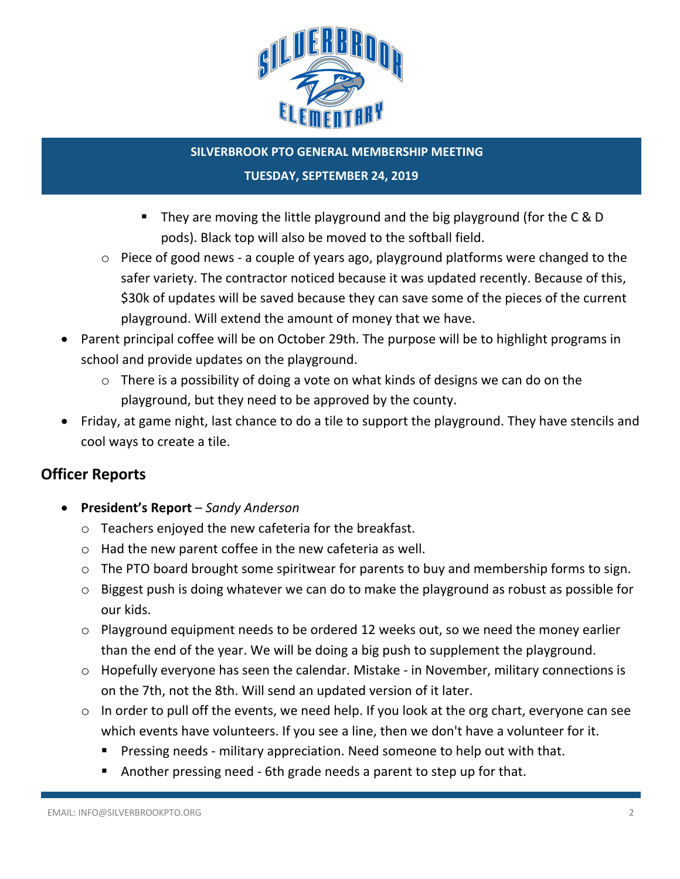- They are moving the little playground and the big playground (for the C & D pods). Black top will also be moved to the softball field.

  - Piece of good news - a couple of years ago, playground platforms were changed to the safer variety. The contractor noticed because it was updated recently. Because of this, $30k of updates will be saved because they can save some of the pieces of the current playground. Will extend the amount of money that we have.

- Parent principal coffee will be on October 29th. The purpose will be to highlight programs in school and provide updates on the playground.
  - There is a possibility of doing a vote on what kinds of designs we can do on the playground, but they need to be approved by the county.
- Friday, at game night, last chance to do a tile to support the playground. They have stencils and cool ways to create a tile.

## Officer Reports

- **President's Report** – *Sandy Anderson*
  - Teachers enjoyed the new cafeteria for the breakfast.
  - Had the new parent coffee in the new cafeteria as well.
  - The PTO board brought some spiritwear for parents to buy and membership forms to sign.
  - Biggest push is doing whatever we can do to make the playground as robust as possible for our kids.
  - Playground equipment needs to be ordered 12 weeks out, so we need the money earlier than the end of the year. We will be doing a big push to supplement the playground.
  - Hopefully everyone has seen the calendar. Mistake - in November, military connections is on the 7th, not the 8th. Will send an updated version of it later.
  - In order to pull off the events, we need help. If you look at the org chart, everyone can see which events have volunteers. If you see a line, then we don't have a volunteer for it.
    - Pressing needs - military appreciation. Need someone to help out with that.
    - Another pressing need - 6th grade needs a parent to step up for that.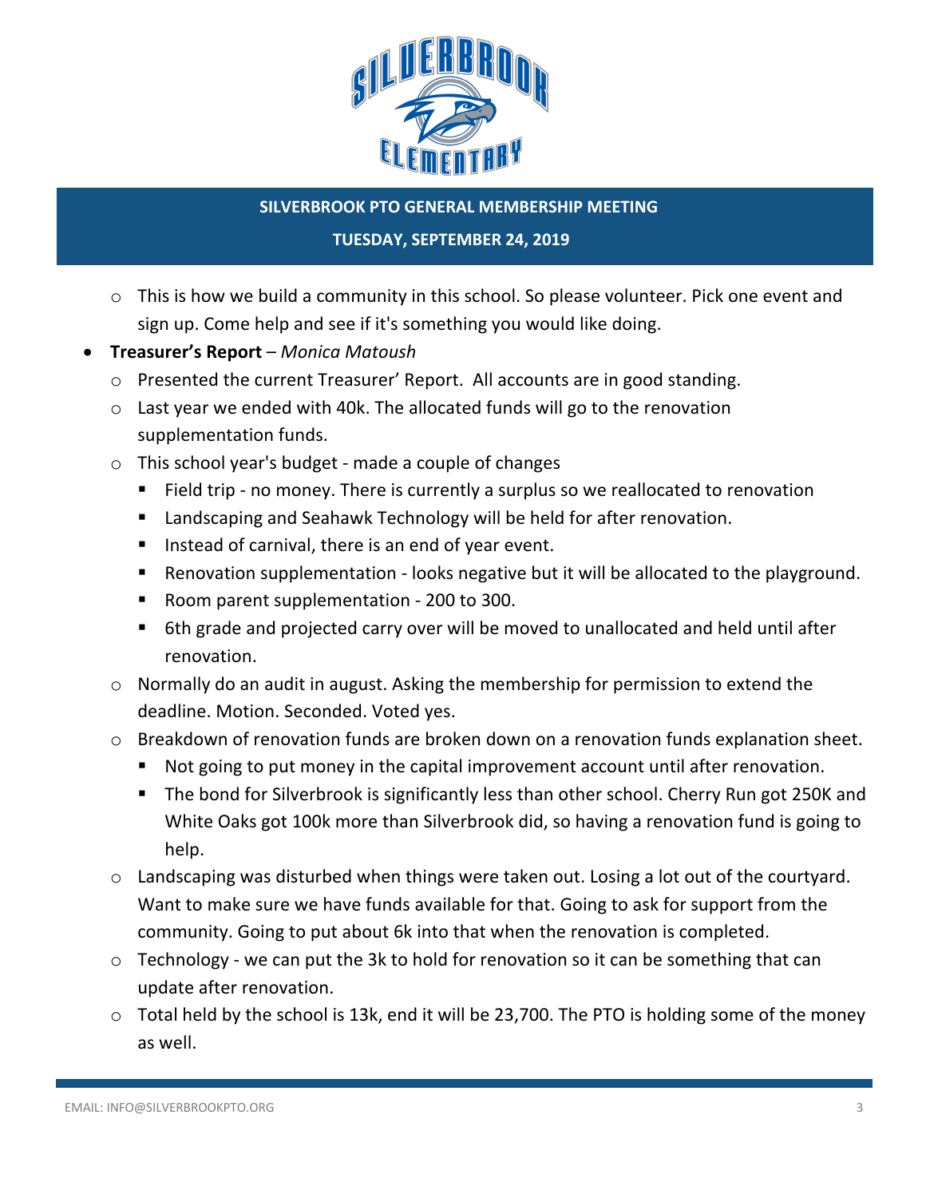- This is how we build a community in this school. So please volunteer. Pick one event and sign up. Come help and see if it's something you would like doing.

- **Treasurer's Report** – *Monica Matoush*
  - Presented the current Treasurer' Report. All accounts are in good standing.
  - Last year we ended with 40k. The allocated funds will go to the renovation supplementation funds.
  - This school year's budget - made a couple of changes
    - Field trip - no money. There is currently a surplus so we reallocated to renovation
    - Landscaping and Seahawk Technology will be held for after renovation.
    - Instead of carnival, there is an end of year event.
    - Renovation supplementation - looks negative but it will be allocated to the playground.
    - Room parent supplementation - 200 to 300.
    - 6th grade and projected carry over will be moved to unallocated and held until after renovation.
  - Normally do an audit in august. Asking the membership for permission to extend the deadline. Motion. Seconded. Voted yes.
  - Breakdown of renovation funds are broken down on a renovation funds explanation sheet.
    - Not going to put money in the capital improvement account until after renovation.
    - The bond for Silverbrook is significantly less than other school. Cherry Run got 250K and White Oaks got 100k more than Silverbrook did, so having a renovation fund is going to help.
  - Landscaping was disturbed when things were taken out. Losing a lot out of the courtyard. Want to make sure we have funds available for that. Going to ask for support from the community. Going to put about 6k into that when the renovation is completed.
  - Technology - we can put the 3k to hold for renovation so it can be something that can update after renovation.
  - Total held by the school is 13k, end it will be 23,700. The PTO is holding some of the money as well.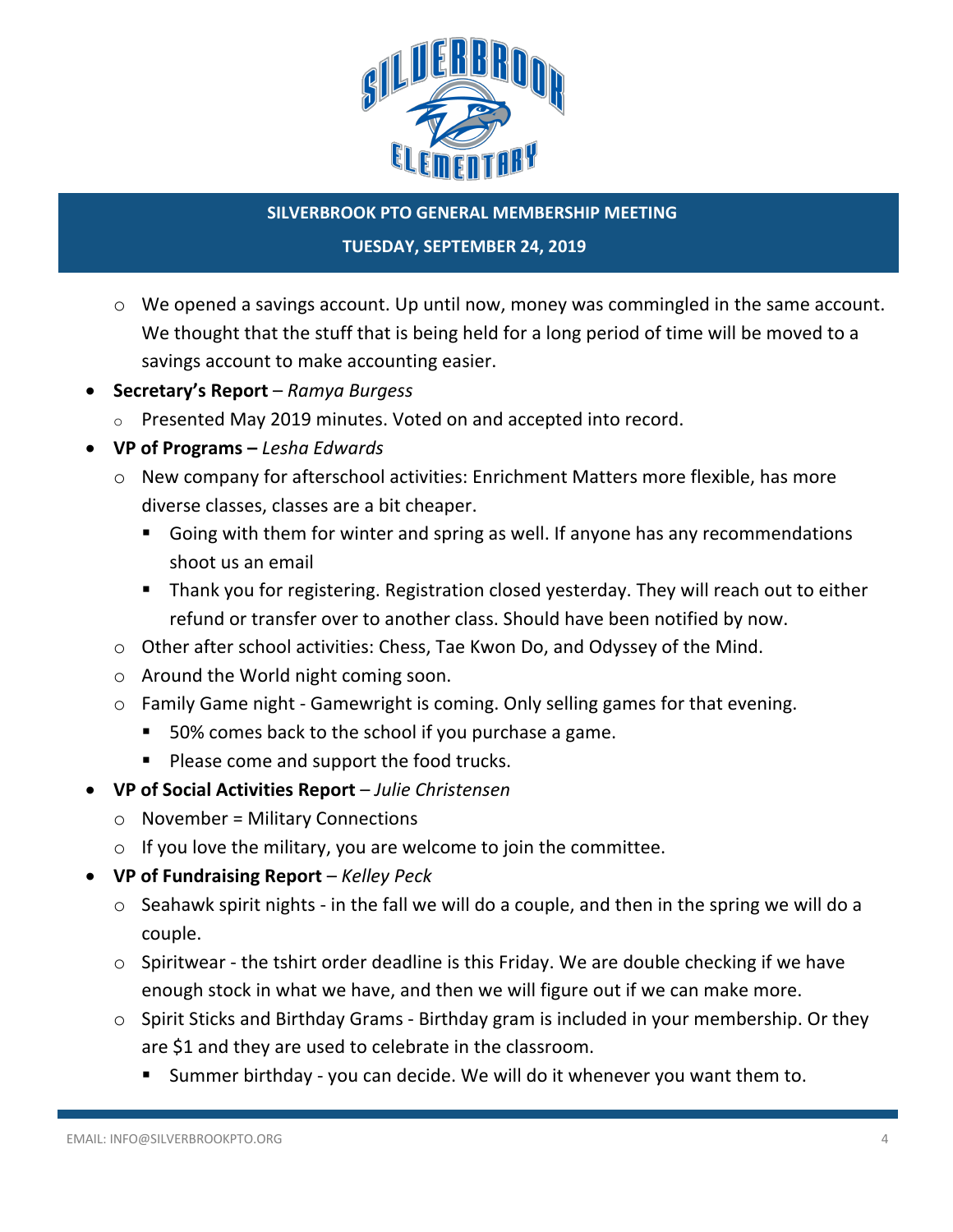**SILVERBROOK PTO GENERAL MEMBERSHIP MEETING**

**TUESDAY, SEPTEMBER 24, 2019**

  - We opened a savings account. Up until now, money was commingled in the same account. We thought that the stuff that is being held for a long period of time will be moved to a savings account to make accounting easier.
- **Secretary's Report** – *Ramya Burgess*
  - Presented May 2019 minutes. Voted on and accepted into record.
- **VP of Programs –** *Lesha Edwards*
  - New company for afterschool activities: Enrichment Matters more flexible, has more diverse classes, classes are a bit cheaper.
    - Going with them for winter and spring as well. If anyone has any recommendations shoot us an email
    - Thank you for registering. Registration closed yesterday. They will reach out to either refund or transfer over to another class. Should have been notified by now.
  - Other after school activities: Chess, Tae Kwon Do, and Odyssey of the Mind.
  - Around the World night coming soon.
  - Family Game night - Gamewright is coming. Only selling games for that evening.
    - 50% comes back to the school if you purchase a game.
    - Please come and support the food trucks.
- **VP of Social Activities Report** – *Julie Christensen*
  - November = Military Connections
  - If you love the military, you are welcome to join the committee.
- **VP of Fundraising Report** – *Kelley Peck*
  - Seahawk spirit nights - in the fall we will do a couple, and then in the spring we will do a couple.
  - Spiritwear - the tshirt order deadline is this Friday. We are double checking if we have enough stock in what we have, and then we will figure out if we can make more.
  - Spirit Sticks and Birthday Grams - Birthday gram is included in your membership. Or they are $1 and they are used to celebrate in the classroom.
    - Summer birthday - you can decide. We will do it whenever you want them to.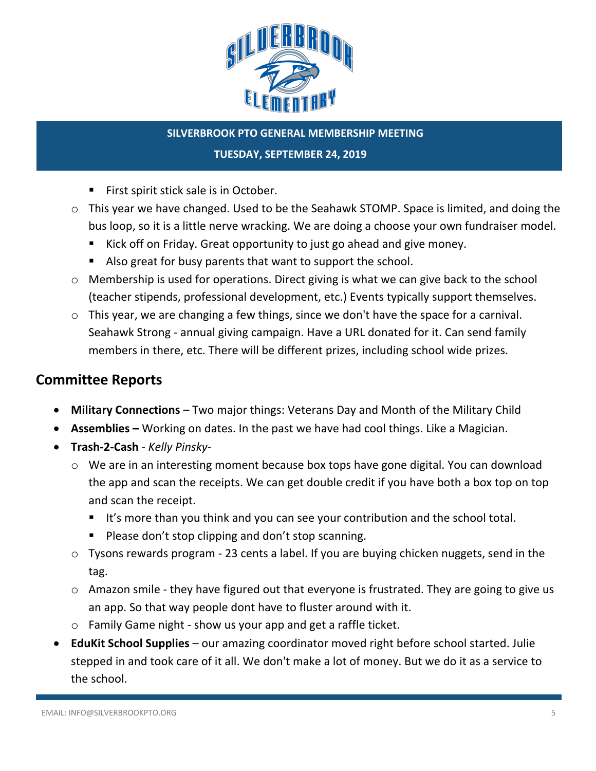- First spirit stick sale is in October.
  - This year we have changed. Used to be the Seahawk STOMP. Space is limited, and doing the bus loop, so it is a little nerve wracking. We are doing a choose your own fundraiser model.
    - Kick off on Friday. Great opportunity to just go ahead and give money.
    - Also great for busy parents that want to support the school.
  - Membership is used for operations. Direct giving is what we can give back to the school (teacher stipends, professional development, etc.) Events typically support themselves.
  - This year, we are changing a few things, since we don't have the space for a carnival. Seahawk Strong - annual giving campaign. Have a URL donated for it. Can send family members in there, etc. There will be different prizes, including school wide prizes.

## Committee Reports

- **Military Connections** – Two major things: Veterans Day and Month of the Military Child
- **Assemblies –** Working on dates. In the past we have had cool things. Like a Magician.
- **Trash-2-Cash** - *Kelly Pinsky-*
  - We are in an interesting moment because box tops have gone digital. You can download the app and scan the receipts. We can get double credit if you have both a box top on top and scan the receipt.
    - It's more than you think and you can see your contribution and the school total.
    - Please don't stop clipping and don't stop scanning.
  - Tysons rewards program - 23 cents a label. If you are buying chicken nuggets, send in the tag.
  - Amazon smile - they have figured out that everyone is frustrated. They are going to give us an app. So that way people dont have to fluster around with it.
  - Family Game night - show us your app and get a raffle ticket.
- **EduKit School Supplies** – our amazing coordinator moved right before school started. Julie stepped in and took care of it all. We don't make a lot of money. But we do it as a service to the school.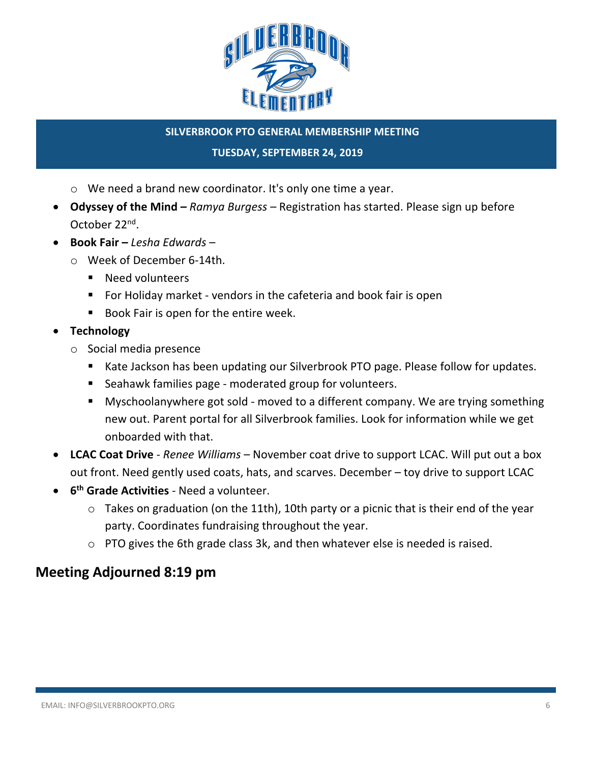- We need a brand new coordinator. It's only one time a year.

- **Odyssey of the Mind –** *Ramya Burgess* – Registration has started. Please sign up before October 22nd.
- **Book Fair –** *Lesha Edwards* –
  - Week of December 6-14th.
    - Need volunteers
    - For Holiday market - vendors in the cafeteria and book fair is open
    - Book Fair is open for the entire week.
- **Technology**
  - Social media presence
    - Kate Jackson has been updating our Silverbrook PTO page. Please follow for updates.
    - Seahawk families page - moderated group for volunteers.
    - Myschoolanywhere got sold - moved to a different company. We are trying something new out. Parent portal for all Silverbrook families. Look for information while we get onboarded with that.
- **LCAC Coat Drive** - *Renee Williams* – November coat drive to support LCAC. Will put out a box out front. Need gently used coats, hats, and scarves. December – toy drive to support LCAC
- **6th Grade Activities** - Need a volunteer.
  - Takes on graduation (on the 11th), 10th party or a picnic that is their end of the year party. Coordinates fundraising throughout the year.
  - PTO gives the 6th grade class 3k, and then whatever else is needed is raised.

## Meeting Adjourned 8:19 pm